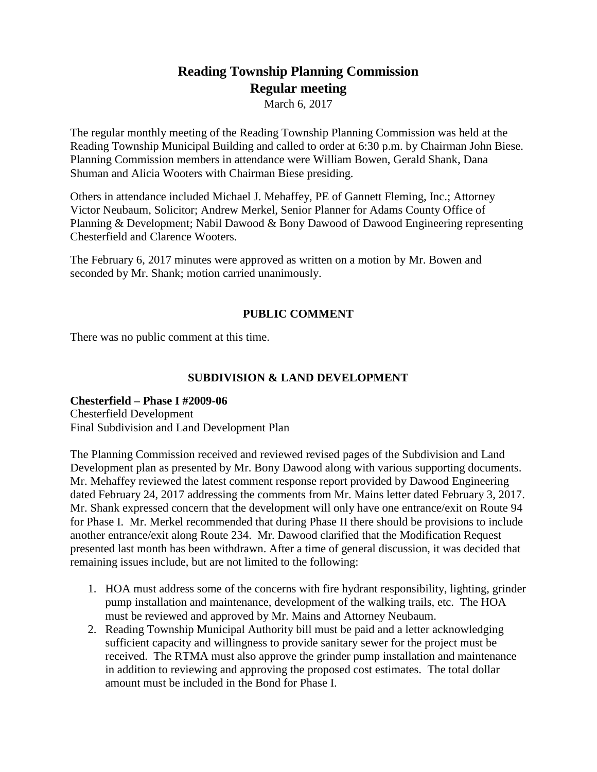# Reading Township Planning Commission
## Regular meeting

March 6, 2017

The regular monthly meeting of the Reading Township Planning Commission was held at the Reading Township Municipal Building and called to order at 6:30 p.m. by Chairman John Biese. Planning Commission members in attendance were William Bowen, Gerald Shank, Dana Shuman and Alicia Wooters with Chairman Biese presiding.

Others in attendance included Michael J. Mehaffey, PE of Gannett Fleming, Inc.; Attorney Victor Neubaum, Solicitor; Andrew Merkel, Senior Planner for Adams County Office of Planning & Development; Nabil Dawood & Bony Dawood of Dawood Engineering representing Chesterfield and Clarence Wooters.

The February 6, 2017 minutes were approved as written on a motion by Mr. Bowen and seconded by Mr. Shank; motion carried unanimously.

### PUBLIC COMMENT

There was no public comment at this time.

### SUBDIVISION & LAND DEVELOPMENT

**Chesterfield – Phase I #2009-06**
Chesterfield Development
Final Subdivision and Land Development Plan

The Planning Commission received and reviewed revised pages of the Subdivision and Land Development plan as presented by Mr. Bony Dawood along with various supporting documents. Mr. Mehaffey reviewed the latest comment response report provided by Dawood Engineering dated February 24, 2017 addressing the comments from Mr. Mains letter dated February 3, 2017. Mr. Shank expressed concern that the development will only have one entrance/exit on Route 94 for Phase I. Mr. Merkel recommended that during Phase II there should be provisions to include another entrance/exit along Route 234. Mr. Dawood clarified that the Modification Request presented last month has been withdrawn. After a time of general discussion, it was decided that remaining issues include, but are not limited to the following:

1. HOA must address some of the concerns with fire hydrant responsibility, lighting, grinder pump installation and maintenance, development of the walking trails, etc. The HOA must be reviewed and approved by Mr. Mains and Attorney Neubaum.
2. Reading Township Municipal Authority bill must be paid and a letter acknowledging sufficient capacity and willingness to provide sanitary sewer for the project must be received. The RTMA must also approve the grinder pump installation and maintenance in addition to reviewing and approving the proposed cost estimates. The total dollar amount must be included in the Bond for Phase I.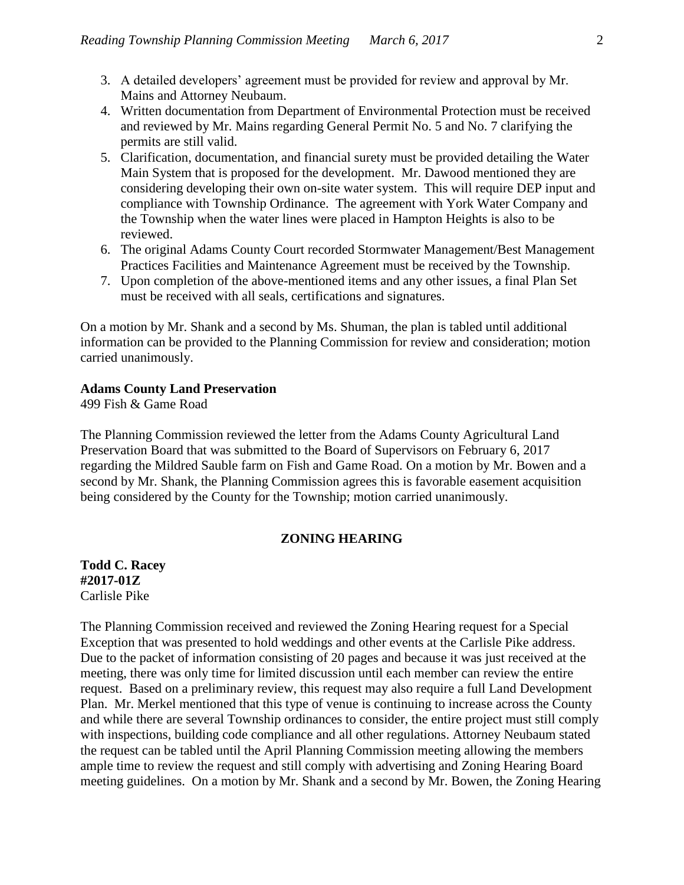3. A detailed developers' agreement must be provided for review and approval by Mr. Mains and Attorney Neubaum.
4. Written documentation from Department of Environmental Protection must be received and reviewed by Mr. Mains regarding General Permit No. 5 and No. 7 clarifying the permits are still valid.
5. Clarification, documentation, and financial surety must be provided detailing the Water Main System that is proposed for the development. Mr. Dawood mentioned they are considering developing their own on-site water system. This will require DEP input and compliance with Township Ordinance. The agreement with York Water Company and the Township when the water lines were placed in Hampton Heights is also to be reviewed.
6. The original Adams County Court recorded Stormwater Management/Best Management Practices Facilities and Maintenance Agreement must be received by the Township.
7. Upon completion of the above-mentioned items and any other issues, a final Plan Set must be received with all seals, certifications and signatures.

On a motion by Mr. Shank and a second by Ms. Shuman, the plan is tabled until additional information can be provided to the Planning Commission for review and consideration; motion carried unanimously.

**Adams County Land Preservation**
499 Fish & Game Road

The Planning Commission reviewed the letter from the Adams County Agricultural Land Preservation Board that was submitted to the Board of Supervisors on February 6, 2017 regarding the Mildred Sauble farm on Fish and Game Road. On a motion by Mr. Bowen and a second by Mr. Shank, the Planning Commission agrees this is favorable easement acquisition being considered by the County for the Township; motion carried unanimously.

## ZONING HEARING

**Todd C. Racey**
**#2017-01Z**
Carlisle Pike

The Planning Commission received and reviewed the Zoning Hearing request for a Special Exception that was presented to hold weddings and other events at the Carlisle Pike address. Due to the packet of information consisting of 20 pages and because it was just received at the meeting, there was only time for limited discussion until each member can review the entire request. Based on a preliminary review, this request may also require a full Land Development Plan. Mr. Merkel mentioned that this type of venue is continuing to increase across the County and while there are several Township ordinances to consider, the entire project must still comply with inspections, building code compliance and all other regulations. Attorney Neubaum stated the request can be tabled until the April Planning Commission meeting allowing the members ample time to review the request and still comply with advertising and Zoning Hearing Board meeting guidelines. On a motion by Mr. Shank and a second by Mr. Bowen, the Zoning Hearing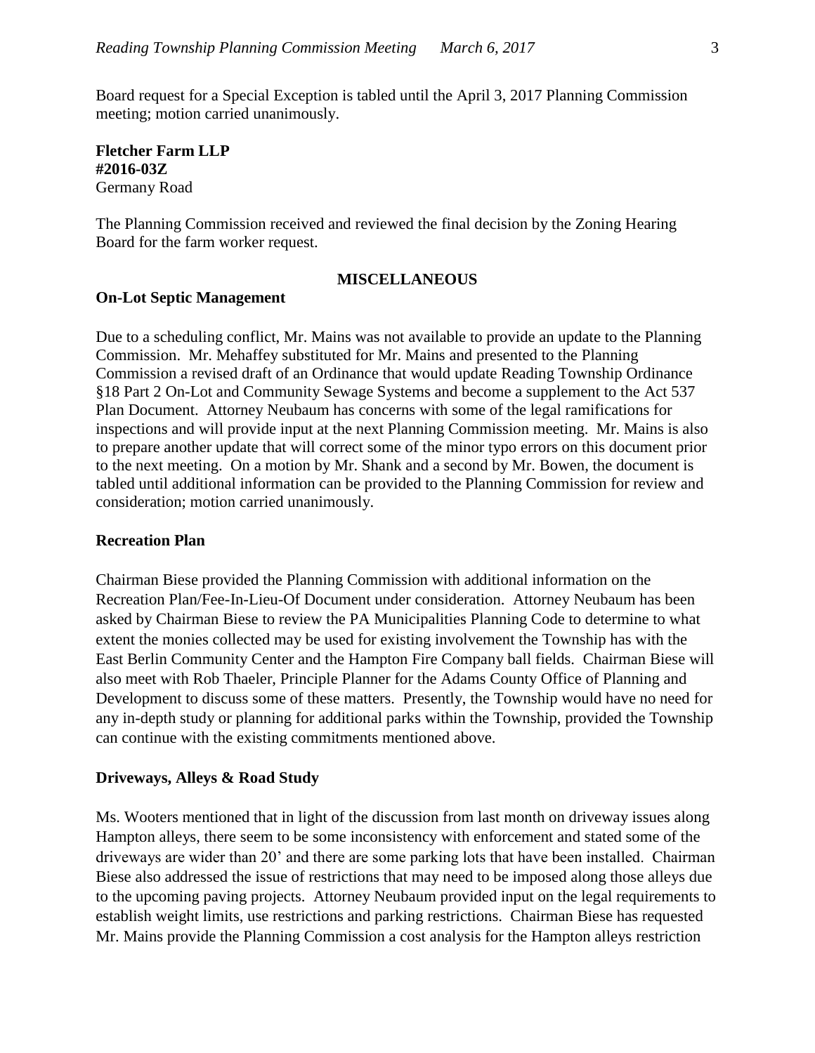Board request for a Special Exception is tabled until the April 3, 2017 Planning Commission meeting; motion carried unanimously.

**Fletcher Farm LLP**
**#2016-03Z**
Germany Road

The Planning Commission received and reviewed the final decision by the Zoning Hearing Board for the farm worker request.

## MISCELLANEOUS

**On-Lot Septic Management**

Due to a scheduling conflict, Mr. Mains was not available to provide an update to the Planning Commission. Mr. Mehaffey substituted for Mr. Mains and presented to the Planning Commission a revised draft of an Ordinance that would update Reading Township Ordinance §18 Part 2 On-Lot and Community Sewage Systems and become a supplement to the Act 537 Plan Document. Attorney Neubaum has concerns with some of the legal ramifications for inspections and will provide input at the next Planning Commission meeting. Mr. Mains is also to prepare another update that will correct some of the minor typo errors on this document prior to the next meeting. On a motion by Mr. Shank and a second by Mr. Bowen, the document is tabled until additional information can be provided to the Planning Commission for review and consideration; motion carried unanimously.

**Recreation Plan**

Chairman Biese provided the Planning Commission with additional information on the Recreation Plan/Fee-In-Lieu-Of Document under consideration. Attorney Neubaum has been asked by Chairman Biese to review the PA Municipalities Planning Code to determine to what extent the monies collected may be used for existing involvement the Township has with the East Berlin Community Center and the Hampton Fire Company ball fields. Chairman Biese will also meet with Rob Thaeler, Principle Planner for the Adams County Office of Planning and Development to discuss some of these matters. Presently, the Township would have no need for any in-depth study or planning for additional parks within the Township, provided the Township can continue with the existing commitments mentioned above.

**Driveways, Alleys & Road Study**

Ms. Wooters mentioned that in light of the discussion from last month on driveway issues along Hampton alleys, there seem to be some inconsistency with enforcement and stated some of the driveways are wider than 20' and there are some parking lots that have been installed. Chairman Biese also addressed the issue of restrictions that may need to be imposed along those alleys due to the upcoming paving projects. Attorney Neubaum provided input on the legal requirements to establish weight limits, use restrictions and parking restrictions. Chairman Biese has requested Mr. Mains provide the Planning Commission a cost analysis for the Hampton alleys restriction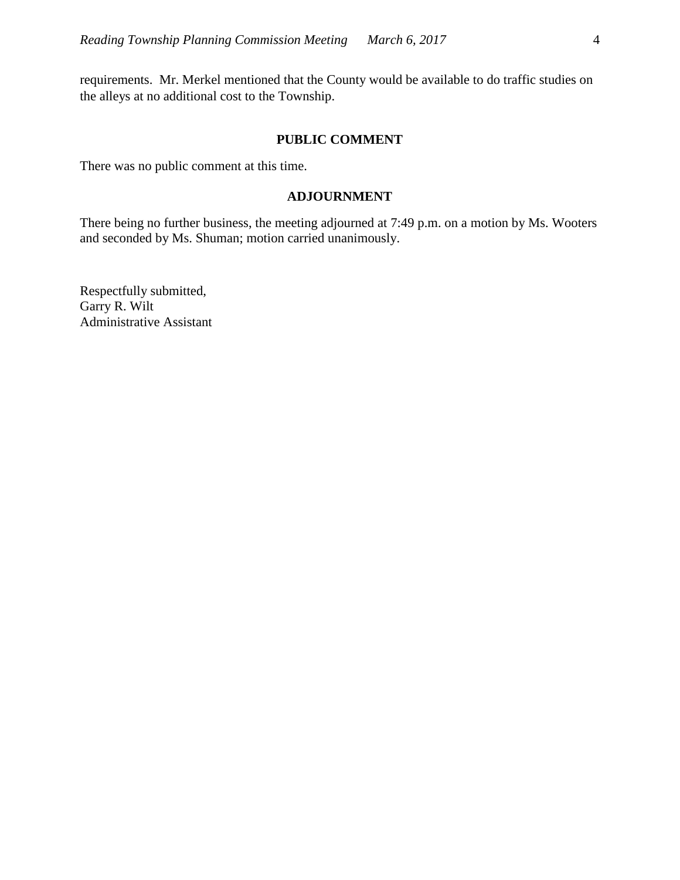requirements. Mr. Merkel mentioned that the County would be available to do traffic studies on the alleys at no additional cost to the Township.

## PUBLIC COMMENT

There was no public comment at this time.

## ADJOURNMENT

There being no further business, the meeting adjourned at 7:49 p.m. on a motion by Ms. Wooters and seconded by Ms. Shuman; motion carried unanimously.

Respectfully submitted,
Garry R. Wilt
Administrative Assistant